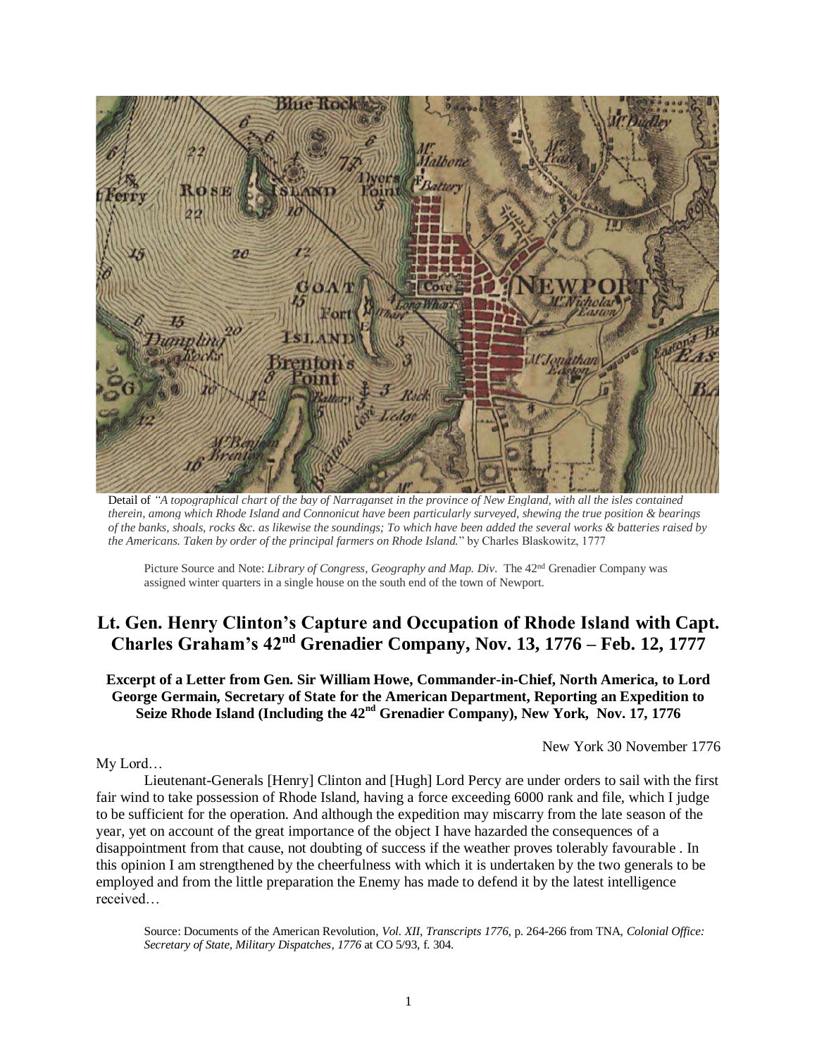Detail of *"A topographical chart of the bay of Narraganset in the province of New England, with all the isles contained therein, among which Rhode Island and Connonicut have been particularly surveyed, shewing the true position & bearings of the banks, shoals, rocks &c. as likewise the soundings; To which have been added the several works & batteries raised by the Americans. Taken by order of the principal farmers on Rhode Island.*" by Charles Blaskowitz, 1777

Picture Source and Note: *Library of Congress, Geography and Map. Div.* The 42nd Grenadier Company was assigned winter quarters in a single house on the south end of the town of Newport.

## Lt. Gen. Henry Clinton's Capture and Occupation of Rhode Island with Capt. Charles Graham's 42nd Grenadier Company, Nov. 13, 1776 – Feb. 12, 1777

### Excerpt of a Letter from Gen. Sir William Howe, Commander-in-Chief, North America, to Lord George Germain, Secretary of State for the American Department, Reporting an Expedition to Seize Rhode Island (Including the 42nd Grenadier Company), New York, Nov. 17, 1776

New York 30 November 1776

My Lord…

Lieutenant-Generals [Henry] Clinton and [Hugh] Lord Percy are under orders to sail with the first fair wind to take possession of Rhode Island, having a force exceeding 6000 rank and file, which I judge to be sufficient for the operation. And although the expedition may miscarry from the late season of the year, yet on account of the great importance of the object I have hazarded the consequences of a disappointment from that cause, not doubting of success if the weather proves tolerably favourable . In this opinion I am strengthened by the cheerfulness with which it is undertaken by the two generals to be employed and from the little preparation the Enemy has made to defend it by the latest intelligence received…

Source: Documents of the American Revolution, *Vol. XII, Transcripts 1776*, p. 264-266 from TNA, *Colonial Office: Secretary of State, Military Dispatches, 1776* at CO 5/93, f. 304.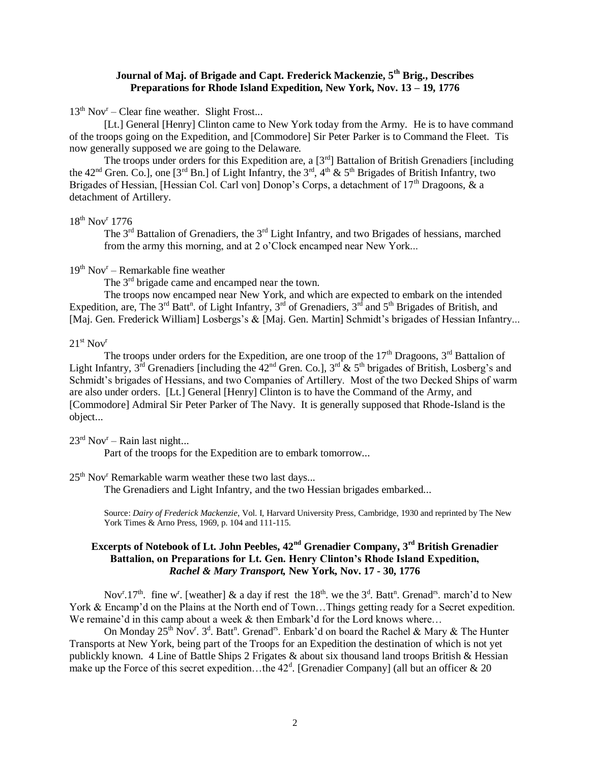## Journal of Maj. of Brigade and Capt. Frederick Mackenzie, 5th Brig., Describes Preparations for Rhode Island Expedition, New York, Nov. 13 – 19, 1776

13th Novr – Clear fine weather. Slight Frost...

[Lt.] General [Henry] Clinton came to New York today from the Army. He is to have command of the troops going on the Expedition, and [Commodore] Sir Peter Parker is to Command the Fleet. Tis now generally supposed we are going to the Delaware.

The troops under orders for this Expedition are, a [3rd] Battalion of British Grenadiers [including the 42nd Gren. Co.], one [3rd Bn.] of Light Infantry, the 3rd, 4th & 5th Brigades of British Infantry, two Brigades of Hessian, [Hessian Col. Carl von] Donop's Corps, a detachment of 17th Dragoons, & a detachment of Artillery.

18th Novr 1776

The 3rd Battalion of Grenadiers, the 3rd Light Infantry, and two Brigades of hessians, marched from the army this morning, and at 2 o'Clock encamped near New York...

19th Novr – Remarkable fine weather

The 3rd brigade came and encamped near the town.

The troops now encamped near New York, and which are expected to embark on the intended Expedition, are, The 3rd Battn. of Light Infantry, 3rd of Grenadiers, 3rd and 5th Brigades of British, and [Maj. Gen. Frederick William] Losbergs's & [Maj. Gen. Martin] Schmidt's brigades of Hessian Infantry...

21st Novr

The troops under orders for the Expedition, are one troop of the 17th Dragoons, 3rd Battalion of Light Infantry, 3rd Grenadiers [including the 42nd Gren. Co.], 3rd & 5th brigades of British, Losberg's and Schmidt's brigades of Hessians, and two Companies of Artillery. Most of the two Decked Ships of warm are also under orders. [Lt.] General [Henry] Clinton is to have the Command of the Army, and [Commodore] Admiral Sir Peter Parker of The Navy. It is generally supposed that Rhode-Island is the object...

23rd Novr – Rain last night...

Part of the troops for the Expedition are to embark tomorrow...

25th Novr Remarkable warm weather these two last days...

The Grenadiers and Light Infantry, and the two Hessian brigades embarked...

Source: *Dairy of Frederick Mackenzie*, Vol. I, Harvard University Press, Cambridge, 1930 and reprinted by The New York Times & Arno Press, 1969, p. 104 and 111-115.

## Excerpts of Notebook of Lt. John Peebles, 42nd Grenadier Company, 3rd British Grenadier Battalion, on Preparations for Lt. Gen. Henry Clinton's Rhode Island Expedition, *Rachel & Mary Transport*, New York, Nov. 17 - 30, 1776

Novr.17th. fine wr. [weather] & a day if rest the 18th. we the 3d. Battn. Grenadrs. march'd to New York & Encamp'd on the Plains at the North end of Town…Things getting ready for a Secret expedition. We remaine'd in this camp about a week & then Embark'd for the Lord knows where…

On Monday 25th Novr. 3d. Battn. Grenadrs. Enbark'd on board the Rachel & Mary & The Hunter Transports at New York, being part of the Troops for an Expedition the destination of which is not yet publickly known. 4 Line of Battle Ships 2 Frigates & about six thousand land troops British & Hessian make up the Force of this secret expedition…the 42d. [Grenadier Company] (all but an officer & 20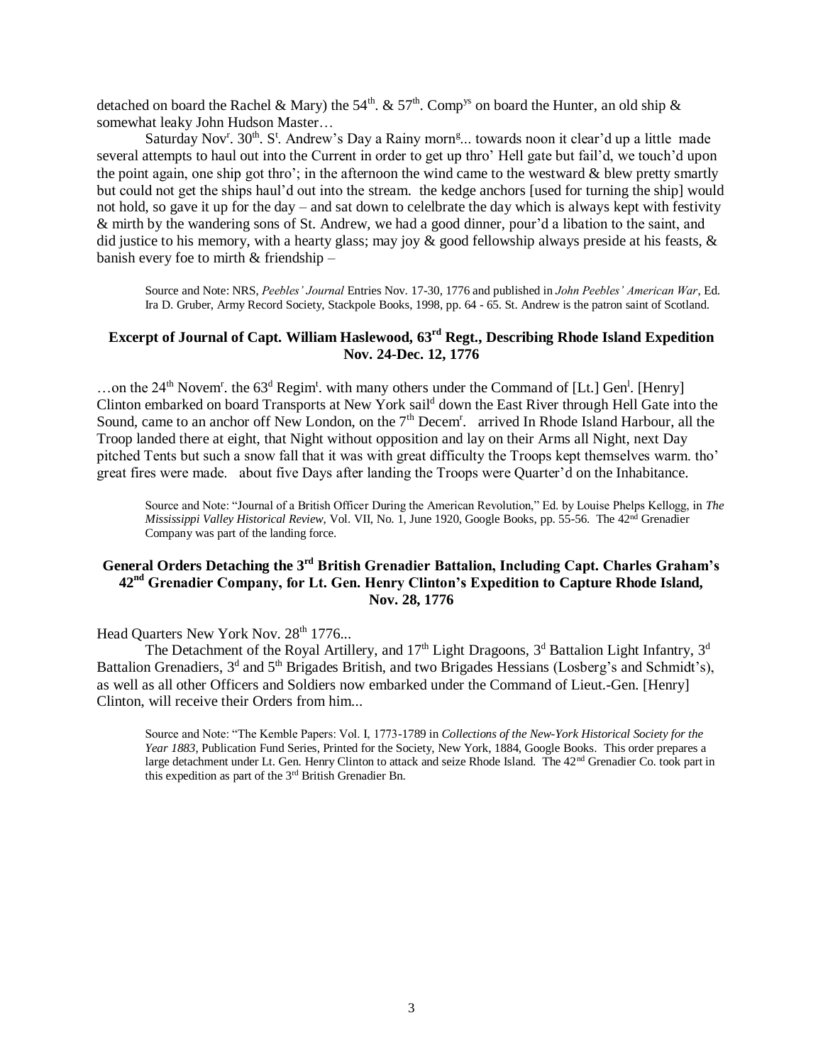detached on board the Rachel & Mary) the 54th. & 57th. Compys on board the Hunter, an old ship & somewhat leaky John Hudson Master…

Saturday Novr. 30th. St. Andrew's Day a Rainy morng... towards noon it clear'd up a little made several attempts to haul out into the Current in order to get up thro' Hell gate but fail'd, we touch'd upon the point again, one ship got thro'; in the afternoon the wind came to the westward & blew pretty smartly but could not get the ships haul'd out into the stream. the kedge anchors [used for turning the ship] would not hold, so gave it up for the day – and sat down to celelbrate the day which is always kept with festivity & mirth by the wandering sons of St. Andrew, we had a good dinner, pour'd a libation to the saint, and did justice to his memory, with a hearty glass; may joy & good fellowship always preside at his feasts, & banish every foe to mirth & friendship –

> Source and Note: NRS, *Peebles' Journal* Entries Nov. 17-30, 1776 and published in *John Peebles' American War*, Ed. Ira D. Gruber, Army Record Society, Stackpole Books, 1998, pp. 64 - 65. St. Andrew is the patron saint of Scotland.

### Excerpt of Journal of Capt. William Haslewood, 63rd Regt., Describing Rhode Island Expedition Nov. 24-Dec. 12, 1776

…on the 24th Novemr. the 63d Regimt. with many others under the Command of [Lt.] Genl. [Henry] Clinton embarked on board Transports at New York saild down the East River through Hell Gate into the Sound, came to an anchor off New London, on the 7th Decemr. arrived In Rhode Island Harbour, all the Troop landed there at eight, that Night without opposition and lay on their Arms all Night, next Day pitched Tents but such a snow fall that it was with great difficulty the Troops kept themselves warm. tho' great fires were made. about five Days after landing the Troops were Quarter'd on the Inhabitance.

> Source and Note: "Journal of a British Officer During the American Revolution," Ed. by Louise Phelps Kellogg, in *The Mississippi Valley Historical Review*, Vol. VII, No. 1, June 1920, Google Books, pp. 55-56. The 42nd Grenadier Company was part of the landing force.

### General Orders Detaching the 3rd British Grenadier Battalion, Including Capt. Charles Graham's 42nd Grenadier Company, for Lt. Gen. Henry Clinton's Expedition to Capture Rhode Island, Nov. 28, 1776

Head Quarters New York Nov. 28th 1776...

The Detachment of the Royal Artillery, and 17th Light Dragoons, 3d Battalion Light Infantry, 3d Battalion Grenadiers, 3d and 5th Brigades British, and two Brigades Hessians (Losberg's and Schmidt's), as well as all other Officers and Soldiers now embarked under the Command of Lieut.-Gen. [Henry] Clinton, will receive their Orders from him...

> Source and Note: "The Kemble Papers: Vol. I, 1773-1789 in *Collections of the New-York Historical Society for the Year 1883*, Publication Fund Series, Printed for the Society, New York, 1884, Google Books. This order prepares a large detachment under Lt. Gen. Henry Clinton to attack and seize Rhode Island. The 42nd Grenadier Co. took part in this expedition as part of the 3rd British Grenadier Bn.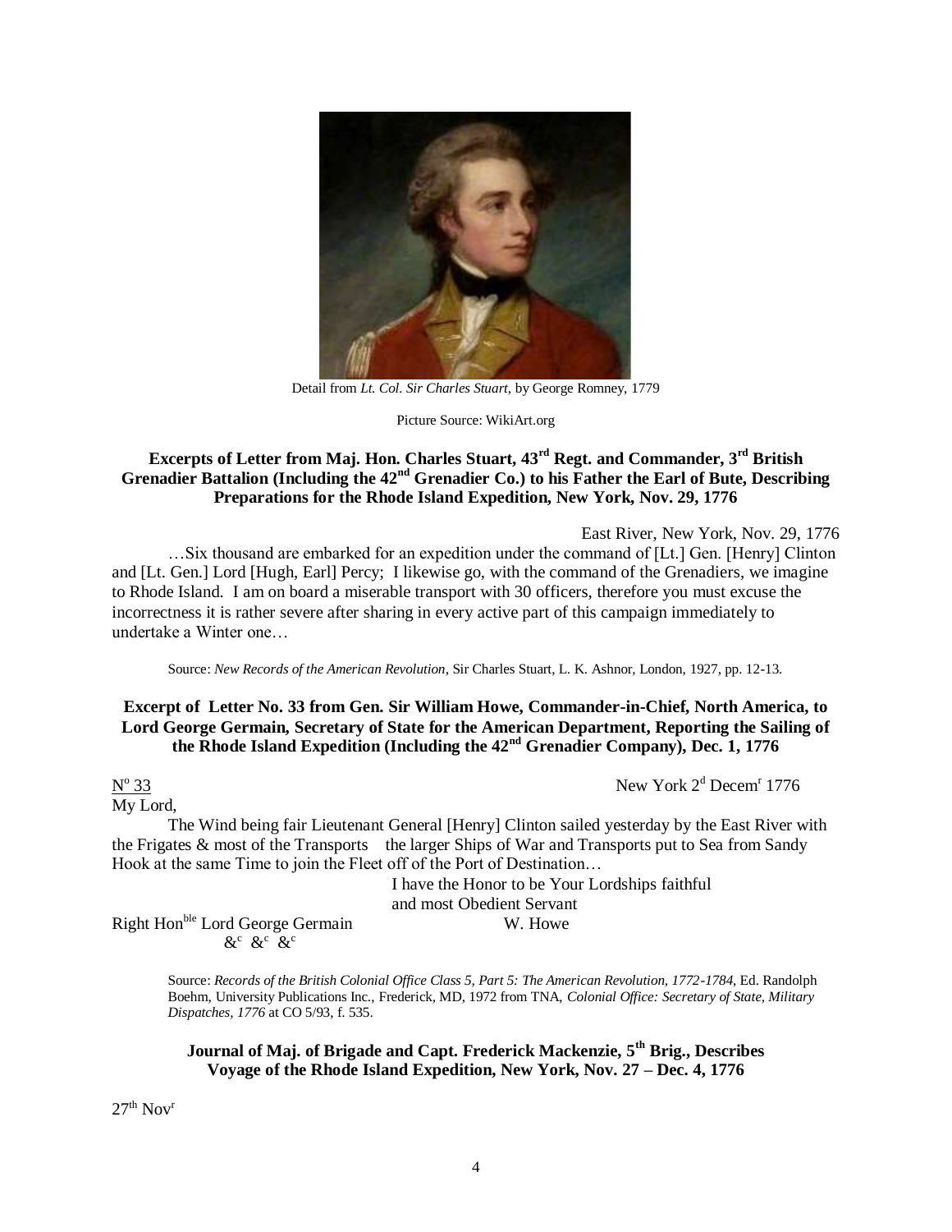Detail from *Lt. Col. Sir Charles Stuart*, by George Romney, 1779

Picture Source: WikiArt.org

### Excerpts of Letter from Maj. Hon. Charles Stuart, 43rd Regt. and Commander, 3rd British Grenadier Battalion (Including the 42nd Grenadier Co.) to his Father the Earl of Bute, Describing Preparations for the Rhode Island Expedition, New York, Nov. 29, 1776

East River, New York, Nov. 29, 1776

…Six thousand are embarked for an expedition under the command of [Lt.] Gen. [Henry] Clinton and [Lt. Gen.] Lord [Hugh, Earl] Percy; I likewise go, with the command of the Grenadiers, we imagine to Rhode Island. I am on board a miserable transport with 30 officers, therefore you must excuse the incorrectness it is rather severe after sharing in every active part of this campaign immediately to undertake a Winter one…

Source: *New Records of the American Revolution*, Sir Charles Stuart, L. K. Ashnor, London, 1927, pp. 12-13.

### Excerpt of Letter No. 33 from Gen. Sir William Howe, Commander-in-Chief, North America, to Lord George Germain, Secretary of State for the American Department, Reporting the Sailing of the Rhode Island Expedition (Including the 42nd Grenadier Company), Dec. 1, 1776

No 33 — New York 2d Decemr 1776

My Lord,

The Wind being fair Lieutenant General [Henry] Clinton sailed yesterday by the East River with the Frigates & most of the Transports the larger Ships of War and Transports put to Sea from Sandy Hook at the same Time to join the Fleet off of the Port of Destination…

I have the Honor to be Your Lordships faithful
and most Obedient Servant
W. Howe

Right Honble Lord George Germain
&c &c &c

Source: *Records of the British Colonial Office Class 5, Part 5: The American Revolution, 1772-1784*, Ed. Randolph Boehm, University Publications Inc., Frederick, MD, 1972 from TNA, *Colonial Office: Secretary of State, Military Dispatches, 1776* at CO 5/93, f. 535.

### Journal of Maj. of Brigade and Capt. Frederick Mackenzie, 5th Brig., Describes Voyage of the Rhode Island Expedition, New York, Nov. 27 – Dec. 4, 1776

27th Novr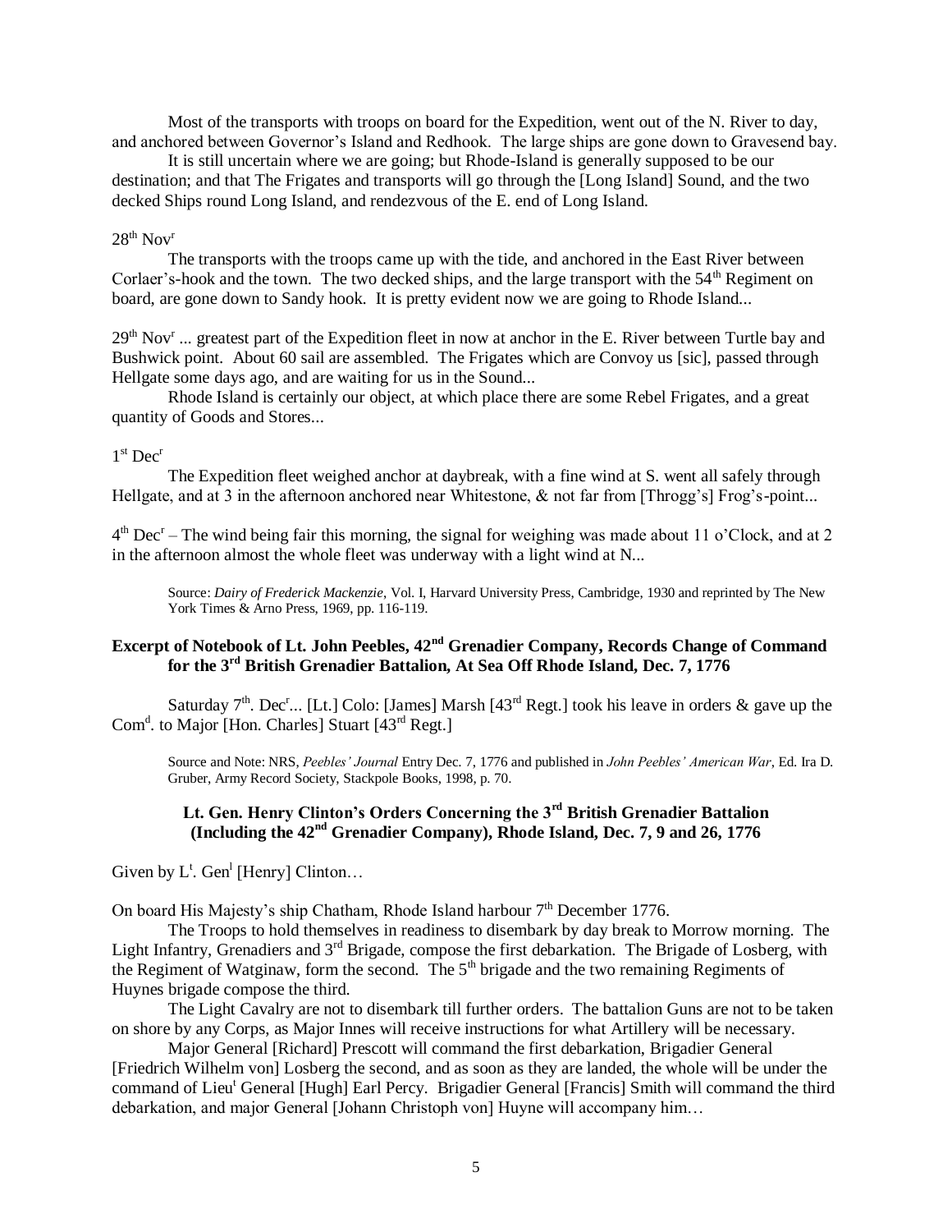Most of the transports with troops on board for the Expedition, went out of the N. River to day, and anchored between Governor's Island and Redhook. The large ships are gone down to Gravesend bay.

It is still uncertain where we are going; but Rhode-Island is generally supposed to be our destination; and that The Frigates and transports will go through the [Long Island] Sound, and the two decked Ships round Long Island, and rendezvous of the E. end of Long Island.

28th Novr

The transports with the troops came up with the tide, and anchored in the East River between Corlaer's-hook and the town. The two decked ships, and the large transport with the 54th Regiment on board, are gone down to Sandy hook. It is pretty evident now we are going to Rhode Island...

29th Novr ... greatest part of the Expedition fleet in now at anchor in the E. River between Turtle bay and Bushwick point. About 60 sail are assembled. The Frigates which are Convoy us [sic], passed through Hellgate some days ago, and are waiting for us in the Sound...

Rhode Island is certainly our object, at which place there are some Rebel Frigates, and a great quantity of Goods and Stores...

1st Decr

The Expedition fleet weighed anchor at daybreak, with a fine wind at S. went all safely through Hellgate, and at 3 in the afternoon anchored near Whitestone, & not far from [Throgg's] Frog's-point...

4th Decr – The wind being fair this morning, the signal for weighing was made about 11 o'Clock, and at 2 in the afternoon almost the whole fleet was underway with a light wind at N...

> Source: *Dairy of Frederick Mackenzie*, Vol. I, Harvard University Press, Cambridge, 1930 and reprinted by The New York Times & Arno Press, 1969, pp. 116-119.

### Excerpt of Notebook of Lt. John Peebles, 42nd Grenadier Company, Records Change of Command for the 3rd British Grenadier Battalion, At Sea Off Rhode Island, Dec. 7, 1776

Saturday 7th. Decr... [Lt.] Colo: [James] Marsh [43rd Regt.] took his leave in orders & gave up the Comd. to Major [Hon. Charles] Stuart [43rd Regt.]

> Source and Note: NRS, *Peebles' Journal* Entry Dec. 7, 1776 and published in *John Peebles' American War*, Ed. Ira D. Gruber, Army Record Society, Stackpole Books, 1998, p. 70.

### Lt. Gen. Henry Clinton's Orders Concerning the 3rd British Grenadier Battalion (Including the 42nd Grenadier Company), Rhode Island, Dec. 7, 9 and 26, 1776

Given by Lt. Genl [Henry] Clinton…

On board His Majesty's ship Chatham, Rhode Island harbour 7th December 1776.

The Troops to hold themselves in readiness to disembark by day break to Morrow morning. The Light Infantry, Grenadiers and 3rd Brigade, compose the first debarkation. The Brigade of Losberg, with the Regiment of Watginaw, form the second. The 5th brigade and the two remaining Regiments of Huynes brigade compose the third.

The Light Cavalry are not to disembark till further orders. The battalion Guns are not to be taken on shore by any Corps, as Major Innes will receive instructions for what Artillery will be necessary.

Major General [Richard] Prescott will command the first debarkation, Brigadier General [Friedrich Wilhelm von] Losberg the second, and as soon as they are landed, the whole will be under the command of Lieut General [Hugh] Earl Percy. Brigadier General [Francis] Smith will command the third debarkation, and major General [Johann Christoph von] Huyne will accompany him…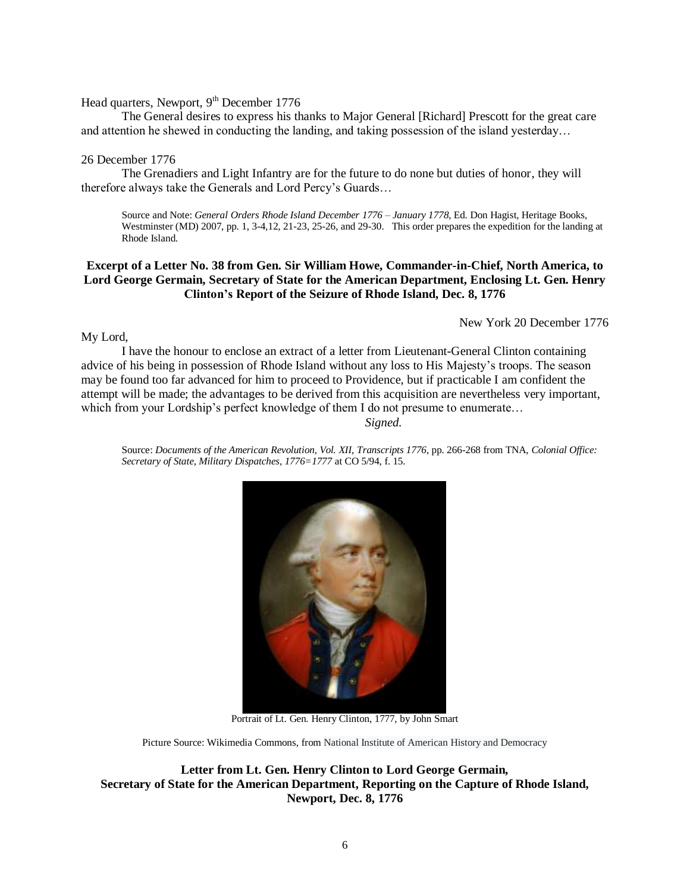Head quarters, Newport, 9th December 1776

The General desires to express his thanks to Major General [Richard] Prescott for the great care and attention he shewed in conducting the landing, and taking possession of the island yesterday…

26 December 1776

The Grenadiers and Light Infantry are for the future to do none but duties of honor, they will therefore always take the Generals and Lord Percy's Guards…

> Source and Note: *General Orders Rhode Island December 1776 – January 1778*, Ed. Don Hagist, Heritage Books, Westminster (MD) 2007, pp. 1, 3-4,12, 21-23, 25-26, and 29-30. This order prepares the expedition for the landing at Rhode Island.

**Excerpt of a Letter No. 38 from Gen. Sir William Howe, Commander-in-Chief, North America, to Lord George Germain, Secretary of State for the American Department, Enclosing Lt. Gen. Henry Clinton's Report of the Seizure of Rhode Island, Dec. 8, 1776**

New York 20 December 1776

My Lord,

I have the honour to enclose an extract of a letter from Lieutenant-General Clinton containing advice of his being in possession of Rhode Island without any loss to His Majesty's troops. The season may be found too far advanced for him to proceed to Providence, but if practicable I am confident the attempt will be made; the advantages to be derived from this acquisition are nevertheless very important, which from your Lordship's perfect knowledge of them I do not presume to enumerate…

*Signed.*

> Source: *Documents of the American Revolution, Vol. XII, Transcripts 1776*, pp. 266-268 from TNA, *Colonial Office: Secretary of State, Military Dispatches, 1776=1777* at CO 5/94, f. 15.

Portrait of Lt. Gen. Henry Clinton, 1777, by John Smart

Picture Source: Wikimedia Commons, from National Institute of American History and Democracy

**Letter from Lt. Gen. Henry Clinton to Lord George Germain, Secretary of State for the American Department, Reporting on the Capture of Rhode Island, Newport, Dec. 8, 1776**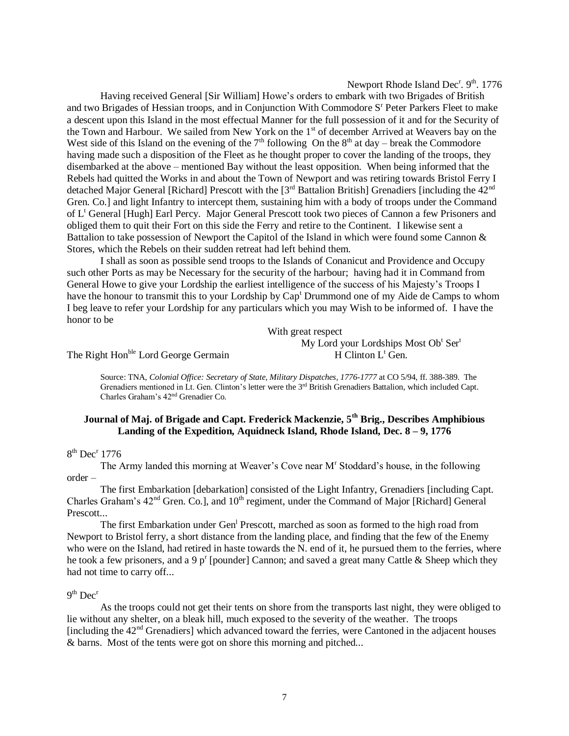Newport Rhode Island Dec[r]. 9[th]. 1776

Having received General [Sir William] Howe's orders to embark with two Brigades of British and two Brigades of Hessian troops, and in Conjunction With Commodore S[r] Peter Parkers Fleet to make a descent upon this Island in the most effectual Manner for the full possession of it and for the Security of the Town and Harbour. We sailed from New York on the 1[st] of december Arrived at Weavers bay on the West side of this Island on the evening of the 7[th] following On the 8[th] at day – break the Commodore having made such a disposition of the Fleet as he thought proper to cover the landing of the troops, they disembarked at the above – mentioned Bay without the least opposition. When being informed that the Rebels had quitted the Works in and about the Town of Newport and was retiring towards Bristol Ferry I detached Major General [Richard] Prescott with the [3[rd] Battalion British] Grenadiers [including the 42[nd] Gren. Co.] and light Infantry to intercept them, sustaining him with a body of troops under the Command of L[t] General [Hugh] Earl Percy. Major General Prescott took two pieces of Cannon a few Prisoners and obliged them to quit their Fort on this side the Ferry and retire to the Continent. I likewise sent a Battalion to take possession of Newport the Capitol of the Island in which were found some Cannon & Stores, which the Rebels on their sudden retreat had left behind them.

I shall as soon as possible send troops to the Islands of Conanicut and Providence and Occupy such other Ports as may be Necessary for the security of the harbour; having had it in Command from General Howe to give your Lordship the earliest intelligence of the success of his Majesty's Troops I have the honour to transmit this to your Lordship by Cap[t] Drummond one of my Aide de Camps to whom I beg leave to refer your Lordship for any particulars which you may Wish to be informed of. I have the honor to be

With great respect
My Lord your Lordships Most Ob[t] Ser[t]
H Clinton L[t] Gen.

The Right Hon[ble] Lord George Germain

Source: TNA, *Colonial Office: Secretary of State, Military Dispatches, 1776-1777* at CO 5/94, ff. 388-389. The Grenadiers mentioned in Lt. Gen. Clinton's letter were the 3[rd] British Grenadiers Battalion, which included Capt. Charles Graham's 42[nd] Grenadier Co.

## Journal of Maj. of Brigade and Capt. Frederick Mackenzie, 5[th] Brig., Describes Amphibious Landing of the Expedition, Aquidneck Island, Rhode Island, Dec. 8 – 9, 1776

8[th] Dec[r] 1776

The Army landed this morning at Weaver's Cove near M[r] Stoddard's house, in the following order –

The first Embarkation [debarkation] consisted of the Light Infantry, Grenadiers [including Capt. Charles Graham's 42[nd] Gren. Co.], and 10[th] regiment, under the Command of Major [Richard] General Prescott...

The first Embarkation under Gen[l] Prescott, marched as soon as formed to the high road from Newport to Bristol ferry, a short distance from the landing place, and finding that the few of the Enemy who were on the Island, had retired in haste towards the N. end of it, he pursued them to the ferries, where he took a few prisoners, and a 9 p[r] [pounder] Cannon; and saved a great many Cattle & Sheep which they had not time to carry off...

9[th] Dec[r]

As the troops could not get their tents on shore from the transports last night, they were obliged to lie without any shelter, on a bleak hill, much exposed to the severity of the weather. The troops [including the 42[nd] Grenadiers] which advanced toward the ferries, were Cantoned in the adjacent houses & barns. Most of the tents were got on shore this morning and pitched...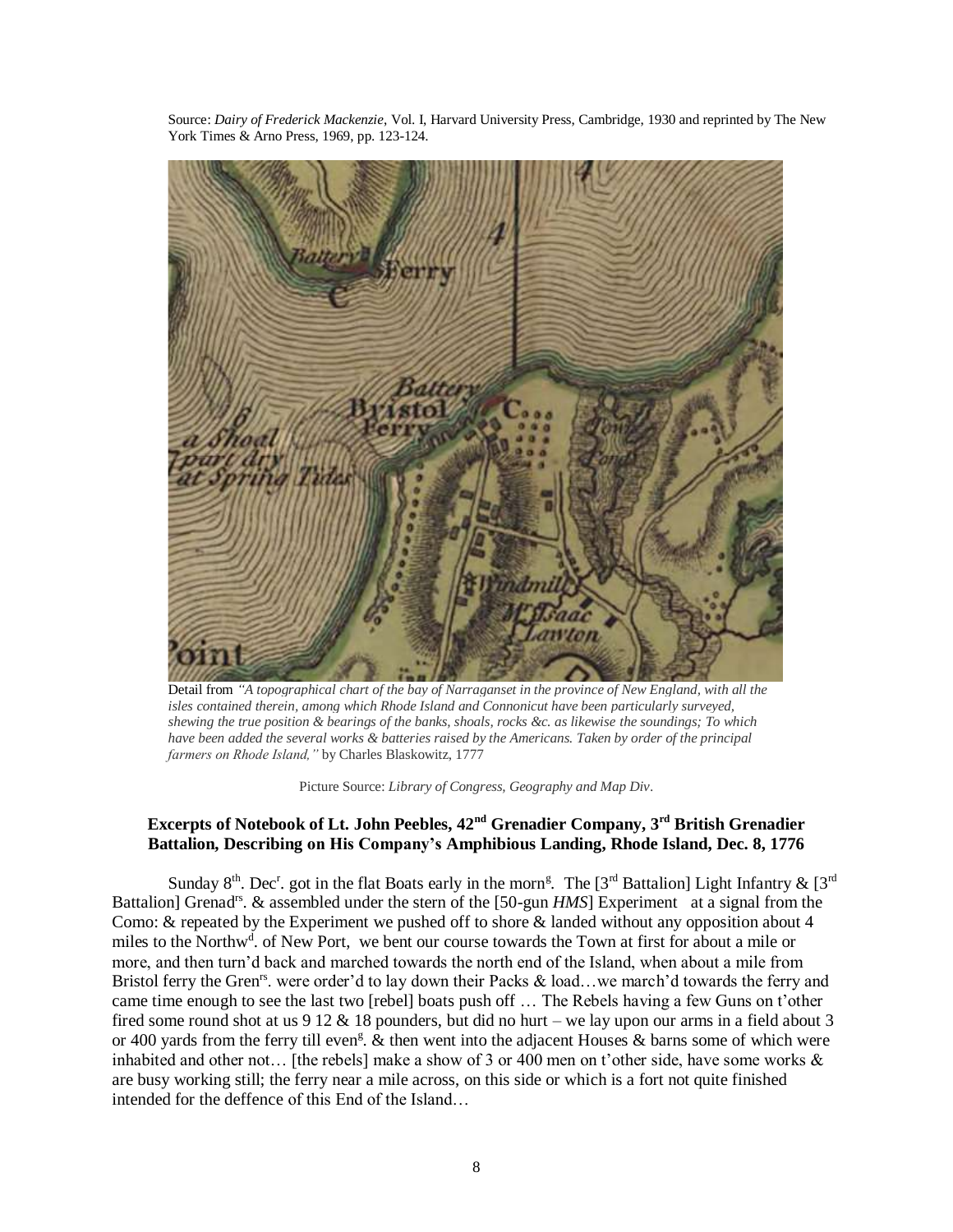Source: *Dairy of Frederick Mackenzie*, Vol. I, Harvard University Press, Cambridge, 1930 and reprinted by The New York Times & Arno Press, 1969, pp. 123-124.

Detail from *"A topographical chart of the bay of Narraganset in the province of New England, with all the isles contained therein, among which Rhode Island and Connonicut have been particularly surveyed, shewing the true position & bearings of the banks, shoals, rocks &c. as likewise the soundings; To which have been added the several works & batteries raised by the Americans. Taken by order of the principal farmers on Rhode Island,"* by Charles Blaskowitz, 1777

Picture Source: *Library of Congress, Geography and Map Div*.

### Excerpts of Notebook of Lt. John Peebles, 42nd Grenadier Company, 3rd British Grenadier Battalion, Describing on His Company's Amphibious Landing, Rhode Island, Dec. 8, 1776

Sunday 8th. Decr. got in the flat Boats early in the morng. The [3rd Battalion] Light Infantry & [3rd Battalion] Grenadrs. & assembled under the stern of the [50-gun *HMS*] Experiment at a signal from the Como: & repeated by the Experiment we pushed off to shore & landed without any opposition about 4 miles to the Northwd. of New Port, we bent our course towards the Town at first for about a mile or more, and then turn'd back and marched towards the north end of the Island, when about a mile from Bristol ferry the Grenrs. were order'd to lay down their Packs & load…we march'd towards the ferry and came time enough to see the last two [rebel] boats push off … The Rebels having a few Guns on t'other fired some round shot at us 9 12 & 18 pounders, but did no hurt – we lay upon our arms in a field about 3 or 400 yards from the ferry till eveng. & then went into the adjacent Houses & barns some of which were inhabited and other not… [the rebels] make a show of 3 or 400 men on t'other side, have some works & are busy working still; the ferry near a mile across, on this side or which is a fort not quite finished intended for the deffence of this End of the Island…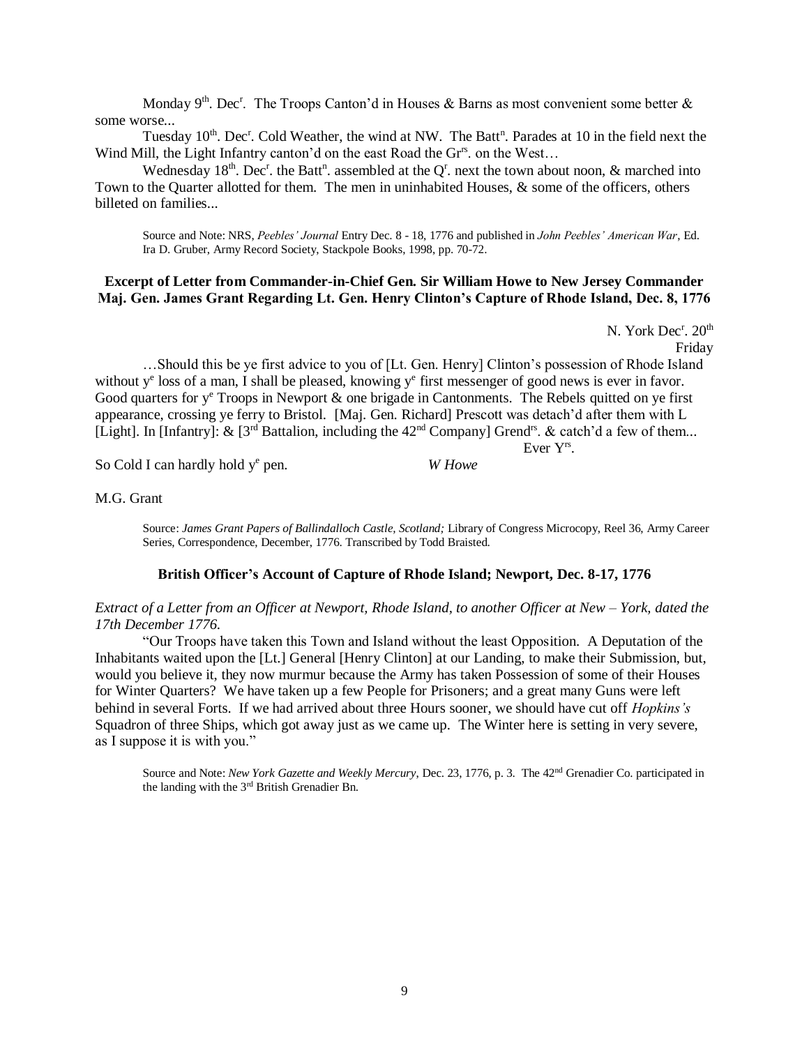Monday 9th. Decr. The Troops Canton'd in Houses & Barns as most convenient some better & some worse...

Tuesday 10th. Decr. Cold Weather, the wind at NW. The Battn. Parades at 10 in the field next the Wind Mill, the Light Infantry canton'd on the east Road the Grrs. on the West…

Wednesday 18th. Decr. the Battn. assembled at the Qr. next the town about noon, & marched into Town to the Quarter allotted for them. The men in uninhabited Houses, & some of the officers, others billeted on families...

> Source and Note: NRS, *Peebles' Journal* Entry Dec. 8 - 18, 1776 and published in *John Peebles' American War*, Ed. Ira D. Gruber, Army Record Society, Stackpole Books, 1998, pp. 70-72.

### Excerpt of Letter from Commander-in-Chief Gen. Sir William Howe to New Jersey Commander Maj. Gen. James Grant Regarding Lt. Gen. Henry Clinton's Capture of Rhode Island, Dec. 8, 1776

N. York Decr. 20th
Friday

…Should this be ye first advice to you of [Lt. Gen. Henry] Clinton's possession of Rhode Island without ye loss of a man, I shall be pleased, knowing ye first messenger of good news is ever in favor. Good quarters for ye Troops in Newport & one brigade in Cantonments. The Rebels quitted on ye first appearance, crossing ye ferry to Bristol. [Maj. Gen. Richard] Prescott was detach'd after them with L [Light]. In [Infantry]: & [3rd Battalion, including the 42nd Company] Grendrs. & catch'd a few of them...

Ever Yrs.

So Cold I can hardly hold ye pen. *W Howe*

M.G. Grant

> Source: *James Grant Papers of Ballindalloch Castle, Scotland;* Library of Congress Microcopy, Reel 36, Army Career Series, Correspondence, December, 1776. Transcribed by Todd Braisted.

### British Officer's Account of Capture of Rhode Island; Newport, Dec. 8-17, 1776

*Extract of a Letter from an Officer at Newport, Rhode Island, to another Officer at New – York, dated the 17th December 1776.*

"Our Troops have taken this Town and Island without the least Opposition. A Deputation of the Inhabitants waited upon the [Lt.] General [Henry Clinton] at our Landing, to make their Submission, but, would you believe it, they now murmur because the Army has taken Possession of some of their Houses for Winter Quarters? We have taken up a few People for Prisoners; and a great many Guns were left behind in several Forts. If we had arrived about three Hours sooner, we should have cut off *Hopkins's* Squadron of three Ships, which got away just as we came up. The Winter here is setting in very severe, as I suppose it is with you."

> Source and Note: *New York Gazette and Weekly Mercury*, Dec. 23, 1776, p. 3. The 42nd Grenadier Co. participated in the landing with the 3rd British Grenadier Bn.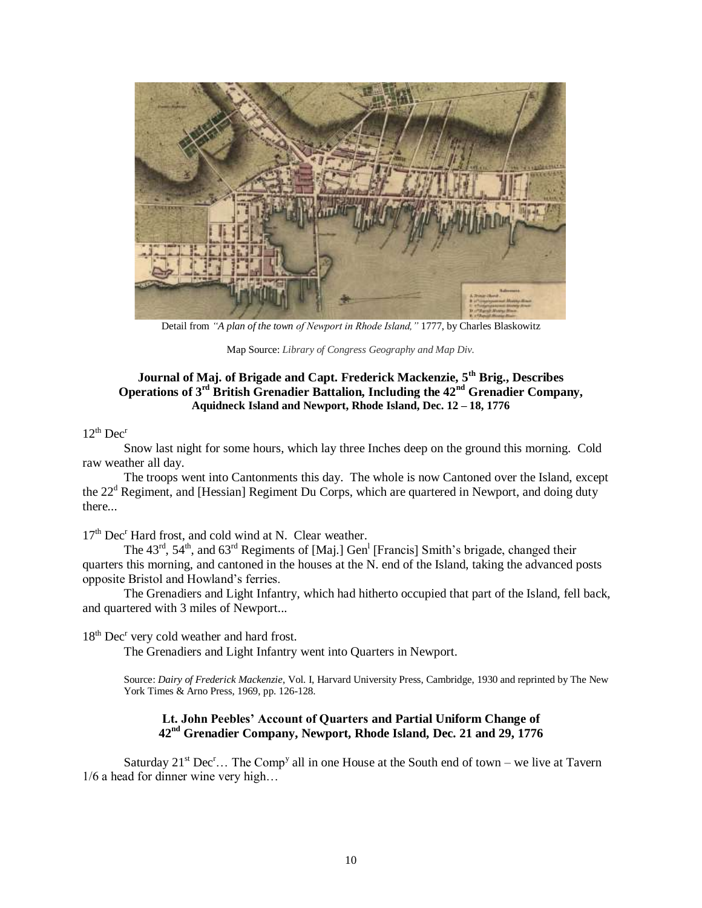Detail from *"A plan of the town of Newport in Rhode Island,"* 1777, by Charles Blaskowitz

Map Source: *Library of Congress Geography and Map Div.*

### Journal of Maj. of Brigade and Capt. Frederick Mackenzie, 5th Brig., Describes Operations of 3rd British Grenadier Battalion, Including the 42nd Grenadier Company, Aquidneck Island and Newport, Rhode Island, Dec. 12 – 18, 1776

12th Decr

Snow last night for some hours, which lay three Inches deep on the ground this morning. Cold raw weather all day.

The troops went into Cantonments this day. The whole is now Cantoned over the Island, except the 22d Regiment, and [Hessian] Regiment Du Corps, which are quartered in Newport, and doing duty there...

17th Decr Hard frost, and cold wind at N. Clear weather.

The 43rd, 54th, and 63rd Regiments of [Maj.] Genl [Francis] Smith's brigade, changed their quarters this morning, and cantoned in the houses at the N. end of the Island, taking the advanced posts opposite Bristol and Howland's ferries.

The Grenadiers and Light Infantry, which had hitherto occupied that part of the Island, fell back, and quartered with 3 miles of Newport...

18th Decr very cold weather and hard frost.

The Grenadiers and Light Infantry went into Quarters in Newport.

Source: *Dairy of Frederick Mackenzie*, Vol. I, Harvard University Press, Cambridge, 1930 and reprinted by The New York Times & Arno Press, 1969, pp. 126-128.

### Lt. John Peebles' Account of Quarters and Partial Uniform Change of 42nd Grenadier Company, Newport, Rhode Island, Dec. 21 and 29, 1776

Saturday 21st Decr… The Compy all in one House at the South end of town – we live at Tavern 1/6 a head for dinner wine very high…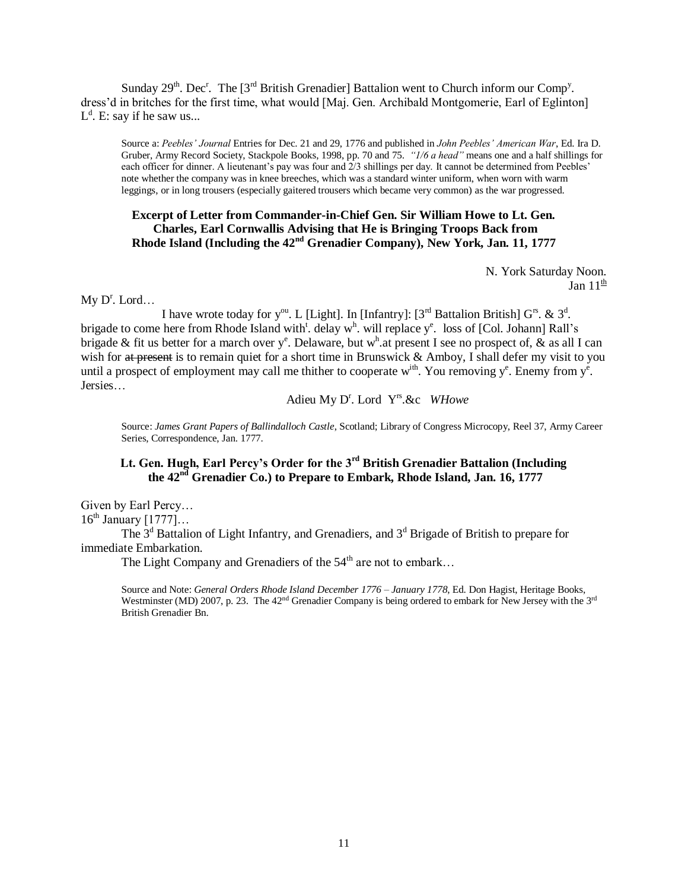Sunday 29th. Decr. The [3rd British Grenadier] Battalion went to Church inform our Compy. dress'd in britches for the first time, what would [Maj. Gen. Archibald Montgomerie, Earl of Eglinton] Ld. E: say if he saw us...

> Source a: *Peebles' Journal* Entries for Dec. 21 and 29, 1776 and published in *John Peebles' American War*, Ed. Ira D. Gruber, Army Record Society, Stackpole Books, 1998, pp. 70 and 75. *"1/6 a head"* means one and a half shillings for each officer for dinner. A lieutenant's pay was four and 2/3 shillings per day. It cannot be determined from Peebles' note whether the company was in knee breeches, which was a standard winter uniform, when worn with warm leggings, or in long trousers (especially gaitered trousers which became very common) as the war progressed.

### Excerpt of Letter from Commander-in-Chief Gen. Sir William Howe to Lt. Gen. Charles, Earl Cornwallis Advising that He is Bringing Troops Back from Rhode Island (Including the 42nd Grenadier Company), New York, Jan. 11, 1777

N. York Saturday Noon.
Jan 11th

My Dr. Lord…

I have wrote today for you. L [Light]. In [Infantry]: [3rd Battalion British] Grs. & 3d. brigade to come here from Rhode Island witht. delay wh. will replace ye. loss of [Col. Johann] Rall's brigade & fit us better for a march over ye. Delaware, but wh.at present I see no prospect of, & as all I can wish for ~~at present~~ is to remain quiet for a short time in Brunswick & Amboy, I shall defer my visit to you until a prospect of employment may call me thither to cooperate wìth. You removing ye. Enemy from ye. Jersies…

Adieu My Dr. Lord Yrs.&c *WHowe*

> Source: *James Grant Papers of Ballindalloch Castle*, Scotland; Library of Congress Microcopy, Reel 37, Army Career Series, Correspondence, Jan. 1777.

### Lt. Gen. Hugh, Earl Percy's Order for the 3rd British Grenadier Battalion (Including the 42nd Grenadier Co.) to Prepare to Embark, Rhode Island, Jan. 16, 1777

Given by Earl Percy…
16th January [1777]…

The 3d Battalion of Light Infantry, and Grenadiers, and 3d Brigade of British to prepare for immediate Embarkation.

The Light Company and Grenadiers of the 54th are not to embark…

> Source and Note: *General Orders Rhode Island December 1776 – January 1778*, Ed. Don Hagist, Heritage Books, Westminster (MD) 2007, p. 23. The 42nd Grenadier Company is being ordered to embark for New Jersey with the 3rd British Grenadier Bn.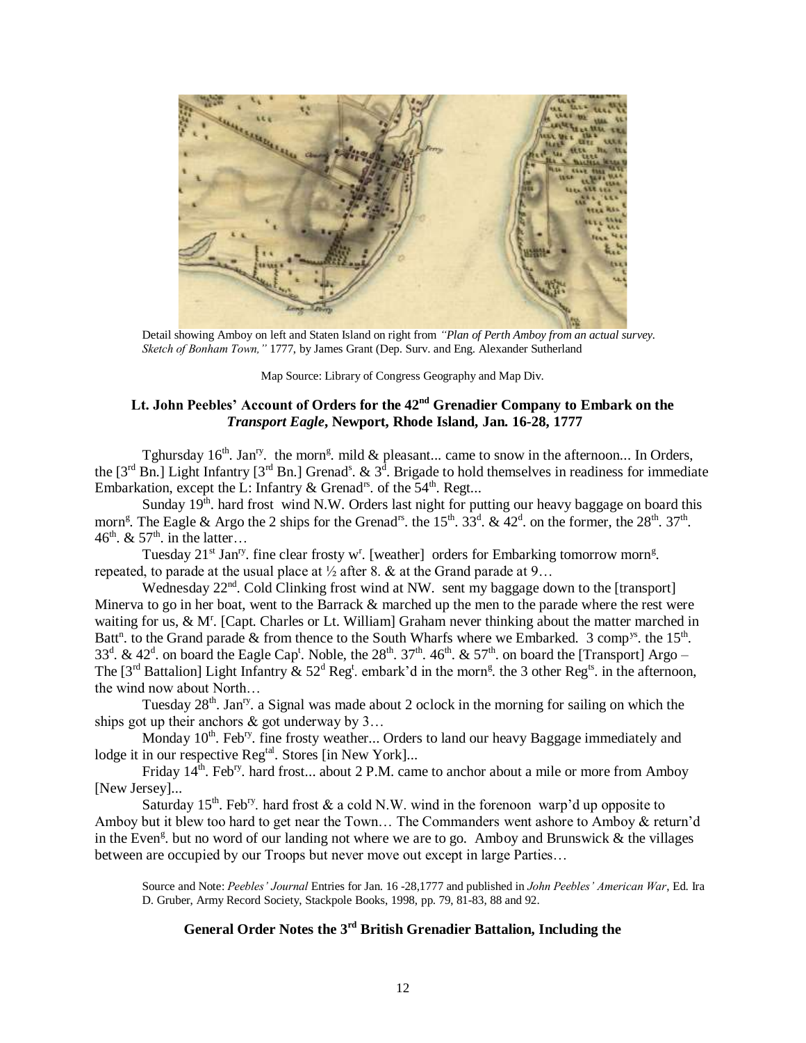Detail showing Amboy on left and Staten Island on right from *"Plan of Perth Amboy from an actual survey. Sketch of Bonham Town,"* 1777, by James Grant (Dep. Surv. and Eng. Alexander Sutherland

Map Source: Library of Congress Geography and Map Div.

### Lt. John Peebles' Account of Orders for the 42nd Grenadier Company to Embark on the *Transport Eagle*, Newport, Rhode Island, Jan. 16-28, 1777

Tghursday 16th. Janry. the morng. mild & pleasant... came to snow in the afternoon... In Orders, the [3rd Bn.] Light Infantry [3rd Bn.] Grenads. & 3d. Brigade to hold themselves in readiness for immediate Embarkation, except the L: Infantry & Grenadrs. of the 54th. Regt...

Sunday 19th. hard frost wind N.W. Orders last night for putting our heavy baggage on board this morng. The Eagle & Argo the 2 ships for the Grenadrs. the 15th. 33d. & 42d. on the former, the 28th. 37th. 46th. & 57th. in the latter…

Tuesday 21st Janry. fine clear frosty wr. [weather] orders for Embarking tomorrow morng. repeated, to parade at the usual place at ½ after 8. & at the Grand parade at 9…

Wednesday 22nd. Cold Clinking frost wind at NW. sent my baggage down to the [transport] Minerva to go in her boat, went to the Barrack & marched up the men to the parade where the rest were waiting for us, & Mr. [Capt. Charles or Lt. William] Graham never thinking about the matter marched in Battn. to the Grand parade & from thence to the South Wharfs where we Embarked. 3 compys. the 15th. 33d. & 42d. on board the Eagle Capt. Noble, the 28th. 37th. 46th. & 57th. on board the [Transport] Argo – The [3rd Battalion] Light Infantry & 52d Regt. embark'd in the morng. the 3 other Regts. in the afternoon, the wind now about North…

Tuesday 28th. Janry. a Signal was made about 2 oclock in the morning for sailing on which the ships got up their anchors & got underway by 3…

Monday 10th. Febry. fine frosty weather... Orders to land our heavy Baggage immediately and lodge it in our respective Regtal. Stores [in New York]...

Friday 14th. Febry. hard frost... about 2 P.M. came to anchor about a mile or more from Amboy [New Jersey]...

Saturday 15th. Febry. hard frost & a cold N.W. wind in the forenoon warp'd up opposite to Amboy but it blew too hard to get near the Town… The Commanders went ashore to Amboy & return'd in the Eveng. but no word of our landing not where we are to go. Amboy and Brunswick & the villages between are occupied by our Troops but never move out except in large Parties…

Source and Note: *Peebles' Journal* Entries for Jan. 16 -28,1777 and published in *John Peebles' American War*, Ed. Ira D. Gruber, Army Record Society, Stackpole Books, 1998, pp. 79, 81-83, 88 and 92.

### General Order Notes the 3rd British Grenadier Battalion, Including the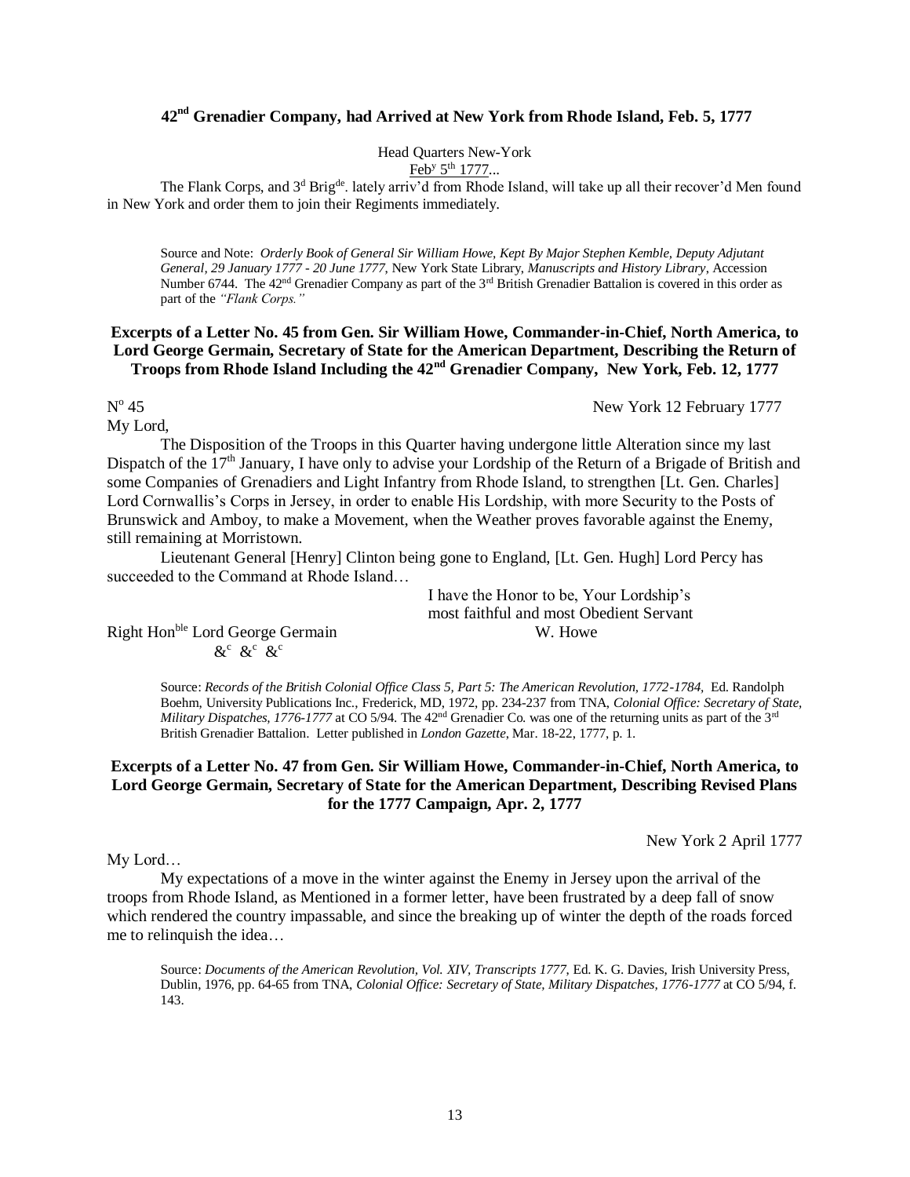### 42nd Grenadier Company, had Arrived at New York from Rhode Island, Feb. 5, 1777

Head Quarters New-York
Feb$^{y}$ 5$^{th}$ 1777...

The Flank Corps, and 3$^{d}$ Brig$^{de}$. lately arriv'd from Rhode Island, will take up all their recover'd Men found in New York and order them to join their Regiments immediately.

> Source and Note: *Orderly Book of General Sir William Howe, Kept By Major Stephen Kemble, Deputy Adjutant General, 29 January 1777 - 20 June 1777*, New York State Library, *Manuscripts and History Library*, Accession Number 6744. The 42nd Grenadier Company as part of the 3rd British Grenadier Battalion is covered in this order as part of the *"Flank Corps."*

### Excerpts of a Letter No. 45 from Gen. Sir William Howe, Commander-in-Chief, North America, to Lord George Germain, Secretary of State for the American Department, Describing the Return of Troops from Rhode Island Including the 42nd Grenadier Company, New York, Feb. 12, 1777

N$^{o}$ 45 New York 12 February 1777

My Lord,

The Disposition of the Troops in this Quarter having undergone little Alteration since my last Dispatch of the 17$^{th}$ January, I have only to advise your Lordship of the Return of a Brigade of British and some Companies of Grenadiers and Light Infantry from Rhode Island, to strengthen [Lt. Gen. Charles] Lord Cornwallis's Corps in Jersey, in order to enable His Lordship, with more Security to the Posts of Brunswick and Amboy, to make a Movement, when the Weather proves favorable against the Enemy, still remaining at Morristown.

Lieutenant General [Henry] Clinton being gone to England, [Lt. Gen. Hugh] Lord Percy has succeeded to the Command at Rhode Island…

I have the Honor to be, Your Lordship's
most faithful and most Obedient Servant
W. Howe

Right Hon$^{ble}$ Lord George Germain
&$^{c}$ &$^{c}$ &$^{c}$

> Source: *Records of the British Colonial Office Class 5, Part 5: The American Revolution, 1772-1784*, Ed. Randolph Boehm, University Publications Inc., Frederick, MD, 1972, pp. 234-237 from TNA, *Colonial Office: Secretary of State, Military Dispatches, 1776-1777* at CO 5/94. The 42nd Grenadier Co. was one of the returning units as part of the 3rd British Grenadier Battalion. Letter published in *London Gazette*, Mar. 18-22, 1777, p. 1.

### Excerpts of a Letter No. 47 from Gen. Sir William Howe, Commander-in-Chief, North America, to Lord George Germain, Secretary of State for the American Department, Describing Revised Plans for the 1777 Campaign, Apr. 2, 1777

New York 2 April 1777

My Lord…

My expectations of a move in the winter against the Enemy in Jersey upon the arrival of the troops from Rhode Island, as Mentioned in a former letter, have been frustrated by a deep fall of snow which rendered the country impassable, and since the breaking up of winter the depth of the roads forced me to relinquish the idea…

> Source: *Documents of the American Revolution, Vol. XIV, Transcripts 1777*, Ed. K. G. Davies, Irish University Press, Dublin, 1976, pp. 64-65 from TNA, *Colonial Office: Secretary of State, Military Dispatches, 1776-1777* at CO 5/94, f. 143.